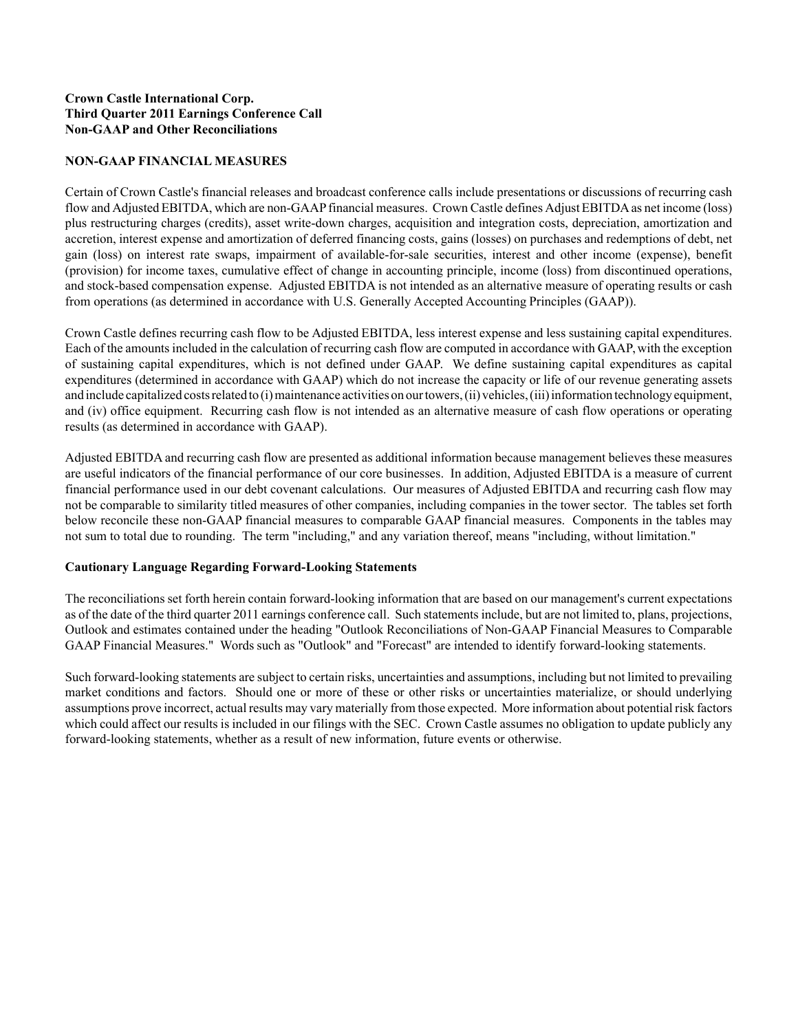**Crown Castle International Corp.**
**Third Quarter 2011 Earnings Conference Call**
**Non-GAAP and Other Reconciliations**

**NON-GAAP FINANCIAL MEASURES**

Certain of Crown Castle's financial releases and broadcast conference calls include presentations or discussions of recurring cash flow and Adjusted EBITDA, which are non-GAAP financial measures. Crown Castle defines Adjust EBITDA as net income (loss) plus restructuring charges (credits), asset write-down charges, acquisition and integration costs, depreciation, amortization and accretion, interest expense and amortization of deferred financing costs, gains (losses) on purchases and redemptions of debt, net gain (loss) on interest rate swaps, impairment of available-for-sale securities, interest and other income (expense), benefit (provision) for income taxes, cumulative effect of change in accounting principle, income (loss) from discontinued operations, and stock-based compensation expense. Adjusted EBITDA is not intended as an alternative measure of operating results or cash from operations (as determined in accordance with U.S. Generally Accepted Accounting Principles (GAAP)).

Crown Castle defines recurring cash flow to be Adjusted EBITDA, less interest expense and less sustaining capital expenditures. Each of the amounts included in the calculation of recurring cash flow are computed in accordance with GAAP, with the exception of sustaining capital expenditures, which is not defined under GAAP. We define sustaining capital expenditures as capital expenditures (determined in accordance with GAAP) which do not increase the capacity or life of our revenue generating assets and include capitalized costs related to (i) maintenance activities on our towers, (ii) vehicles, (iii) information technology equipment, and (iv) office equipment. Recurring cash flow is not intended as an alternative measure of cash flow operations or operating results (as determined in accordance with GAAP).

Adjusted EBITDA and recurring cash flow are presented as additional information because management believes these measures are useful indicators of the financial performance of our core businesses. In addition, Adjusted EBITDA is a measure of current financial performance used in our debt covenant calculations. Our measures of Adjusted EBITDA and recurring cash flow may not be comparable to similarity titled measures of other companies, including companies in the tower sector. The tables set forth below reconcile these non-GAAP financial measures to comparable GAAP financial measures. Components in the tables may not sum to total due to rounding. The term "including," and any variation thereof, means "including, without limitation."

**Cautionary Language Regarding Forward-Looking Statements**

The reconciliations set forth herein contain forward-looking information that are based on our management's current expectations as of the date of the third quarter 2011 earnings conference call. Such statements include, but are not limited to, plans, projections, Outlook and estimates contained under the heading "Outlook Reconciliations of Non-GAAP Financial Measures to Comparable GAAP Financial Measures." Words such as "Outlook" and "Forecast" are intended to identify forward-looking statements.

Such forward-looking statements are subject to certain risks, uncertainties and assumptions, including but not limited to prevailing market conditions and factors. Should one or more of these or other risks or uncertainties materialize, or should underlying assumptions prove incorrect, actual results may vary materially from those expected. More information about potential risk factors which could affect our results is included in our filings with the SEC. Crown Castle assumes no obligation to update publicly any forward-looking statements, whether as a result of new information, future events or otherwise.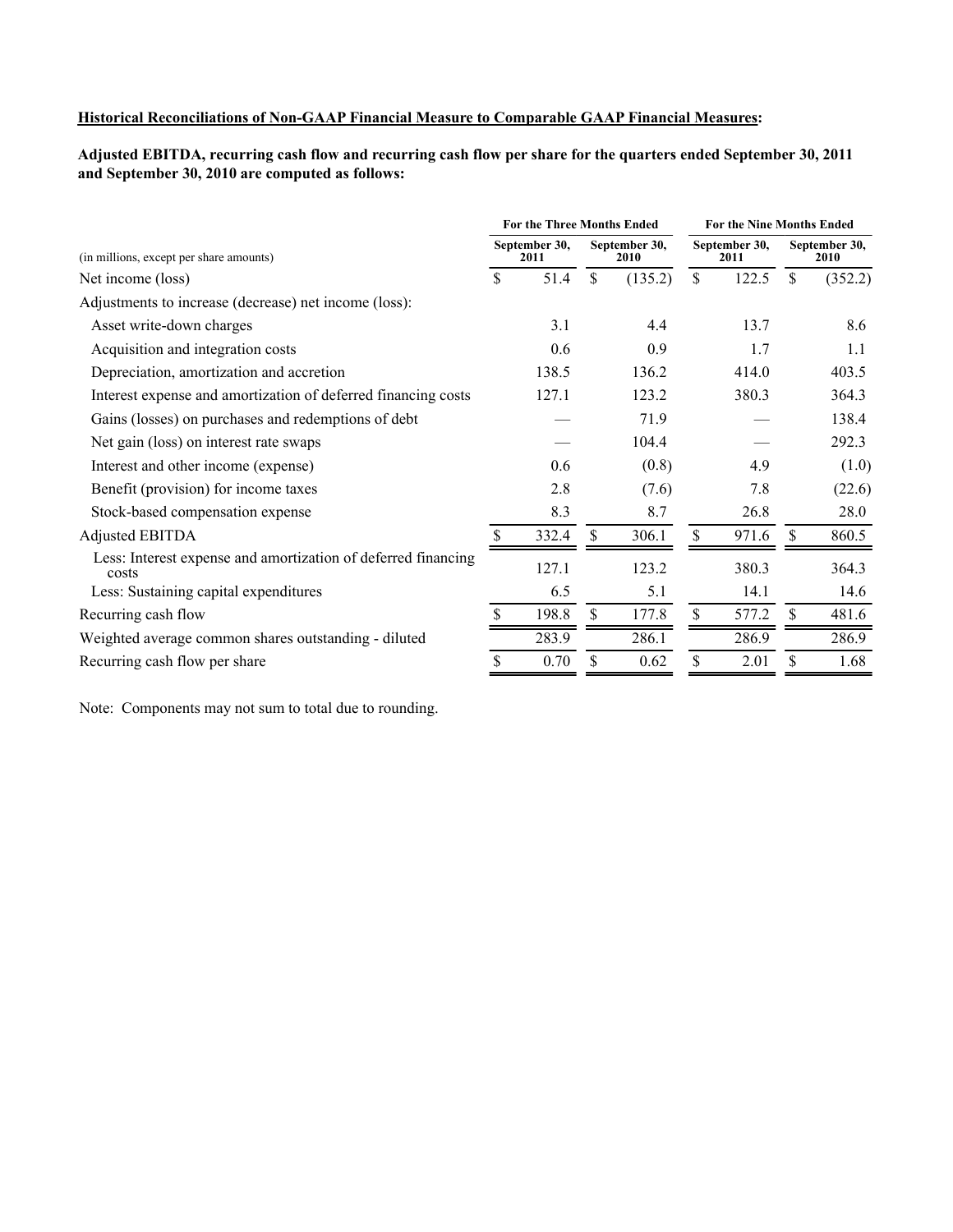**Historical Reconciliations of Non-GAAP Financial Measure to Comparable GAAP Financial Measures:**

**Adjusted EBITDA, recurring cash flow and recurring cash flow per share for the quarters ended September 30, 2011 and September 30, 2010 are computed as follows:**

| | For the Three Months Ended | | For the Nine Months Ended | |
|---|---|---|---|---|
| (in millions, except per share amounts) | September 30, 2011 | September 30, 2010 | September 30, 2011 | September 30, 2010 |
| Net income (loss) | $ 51.4 | $ (135.2) | $ 122.5 | $ (352.2) |
| Adjustments to increase (decrease) net income (loss): | | | | |
| Asset write-down charges | 3.1 | 4.4 | 13.7 | 8.6 |
| Acquisition and integration costs | 0.6 | 0.9 | 1.7 | 1.1 |
| Depreciation, amortization and accretion | 138.5 | 136.2 | 414.0 | 403.5 |
| Interest expense and amortization of deferred financing costs | 127.1 | 123.2 | 380.3 | 364.3 |
| Gains (losses) on purchases and redemptions of debt | — | 71.9 | — | 138.4 |
| Net gain (loss) on interest rate swaps | — | 104.4 | — | 292.3 |
| Interest and other income (expense) | 0.6 | (0.8) | 4.9 | (1.0) |
| Benefit (provision) for income taxes | 2.8 | (7.6) | 7.8 | (22.6) |
| Stock-based compensation expense | 8.3 | 8.7 | 26.8 | 28.0 |
| Adjusted EBITDA | $ 332.4 | $ 306.1 | $ 971.6 | $ 860.5 |
| Less: Interest expense and amortization of deferred financing costs | 127.1 | 123.2 | 380.3 | 364.3 |
| Less: Sustaining capital expenditures | 6.5 | 5.1 | 14.1 | 14.6 |
| Recurring cash flow | $ 198.8 | $ 177.8 | $ 577.2 | $ 481.6 |
| Weighted average common shares outstanding - diluted | 283.9 | 286.1 | 286.9 | 286.9 |
| Recurring cash flow per share | $ 0.70 | $ 0.62 | $ 2.01 | $ 1.68 |

Note: Components may not sum to total due to rounding.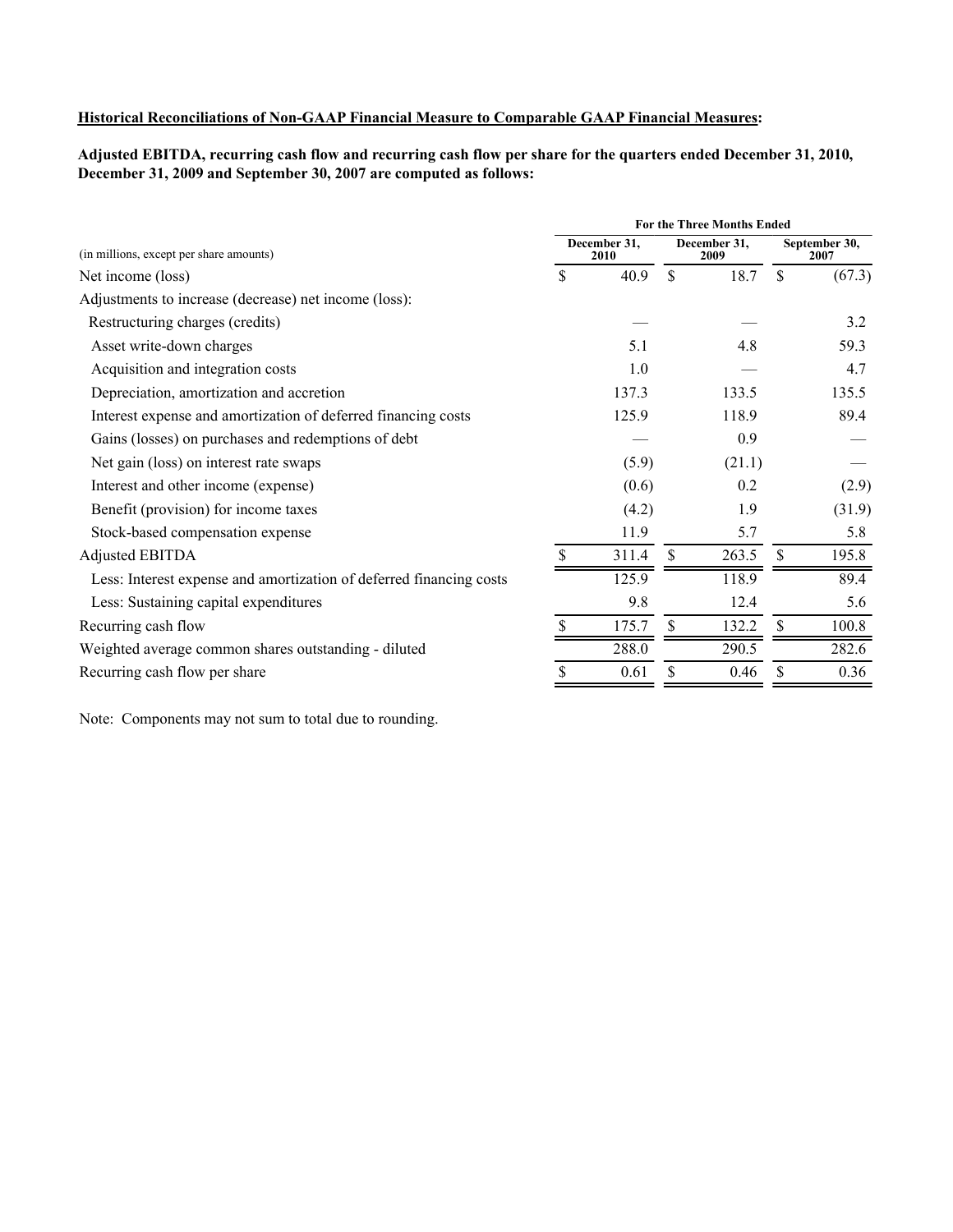**Historical Reconciliations of Non-GAAP Financial Measure to Comparable GAAP Financial Measures:**

**Adjusted EBITDA, recurring cash flow and recurring cash flow per share for the quarters ended December 31, 2010, December 31, 2009 and September 30, 2007 are computed as follows:**

| (in millions, except per share amounts) | For the Three Months Ended | | |
|---|---|---|---|
| | December 31, 2010 | December 31, 2009 | September 30, 2007 |
| Net income (loss) | $ 40.9 | $ 18.7 | $ (67.3) |
| Adjustments to increase (decrease) net income (loss): | | | |
| Restructuring charges (credits) | — | — | 3.2 |
| Asset write-down charges | 5.1 | 4.8 | 59.3 |
| Acquisition and integration costs | 1.0 | — | 4.7 |
| Depreciation, amortization and accretion | 137.3 | 133.5 | 135.5 |
| Interest expense and amortization of deferred financing costs | 125.9 | 118.9 | 89.4 |
| Gains (losses) on purchases and redemptions of debt | — | 0.9 | — |
| Net gain (loss) on interest rate swaps | (5.9) | (21.1) | — |
| Interest and other income (expense) | (0.6) | 0.2 | (2.9) |
| Benefit (provision) for income taxes | (4.2) | 1.9 | (31.9) |
| Stock-based compensation expense | 11.9 | 5.7 | 5.8 |
| Adjusted EBITDA | $ 311.4 | $ 263.5 | $ 195.8 |
| Less: Interest expense and amortization of deferred financing costs | 125.9 | 118.9 | 89.4 |
| Less: Sustaining capital expenditures | 9.8 | 12.4 | 5.6 |
| Recurring cash flow | $ 175.7 | $ 132.2 | $ 100.8 |
| Weighted average common shares outstanding - diluted | 288.0 | 290.5 | 282.6 |
| Recurring cash flow per share | $ 0.61 | $ 0.46 | $ 0.36 |

Note: Components may not sum to total due to rounding.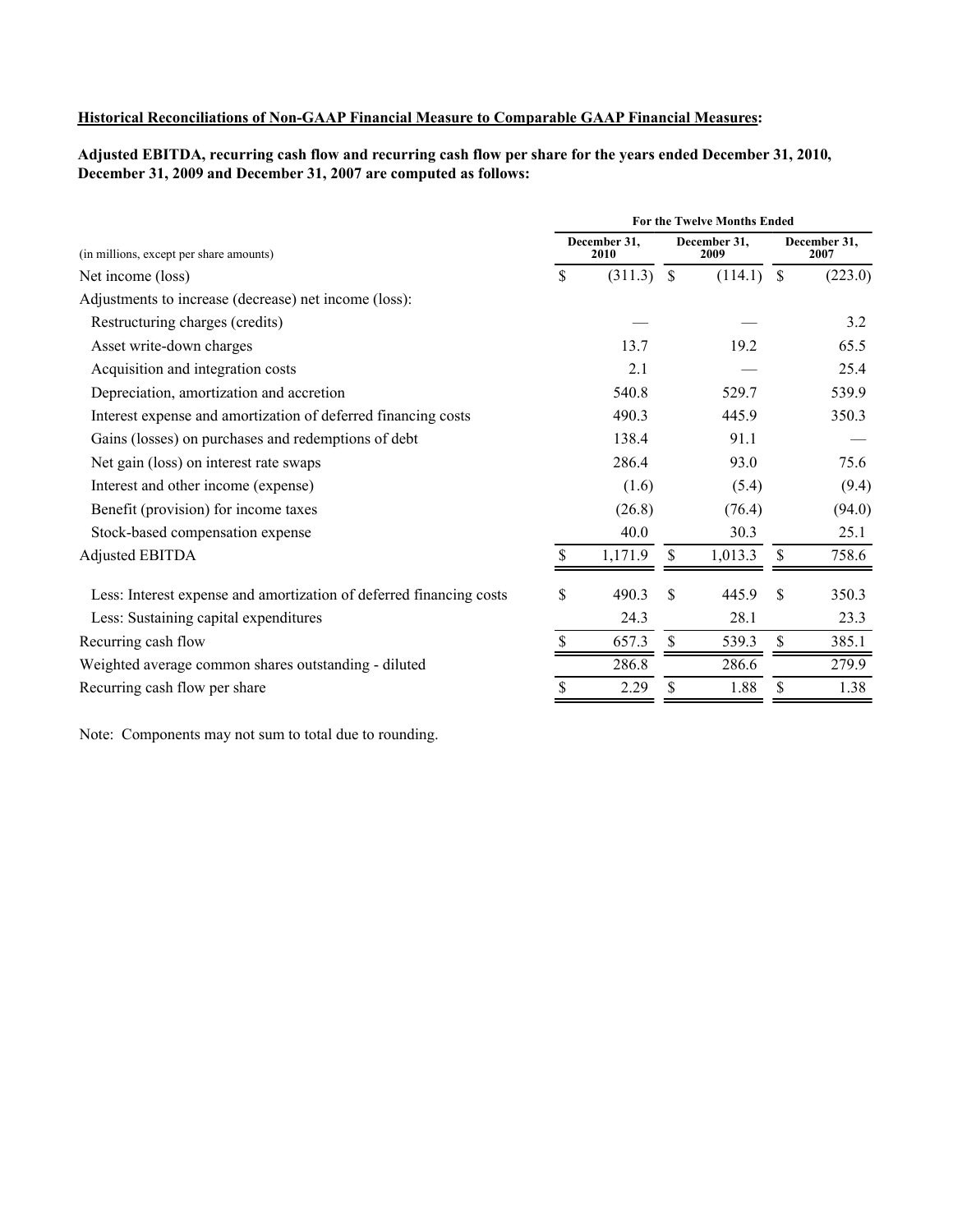**<u>Historical Reconciliations of Non-GAAP Financial Measure to Comparable GAAP Financial Measures</u>:**

**Adjusted EBITDA, recurring cash flow and recurring cash flow per share for the years ended December 31, 2010, December 31, 2009 and December 31, 2007 are computed as follows:**

| | For the Twelve Months Ended | | |
|---|---|---|---|
| (in millions, except per share amounts) | December 31, 2010 | December 31, 2009 | December 31, 2007 |
| Net income (loss) | $ (311.3) | $ (114.1) | $ (223.0) |
| Adjustments to increase (decrease) net income (loss): | | | |
| Restructuring charges (credits) | — | — | 3.2 |
| Asset write-down charges | 13.7 | 19.2 | 65.5 |
| Acquisition and integration costs | 2.1 | — | 25.4 |
| Depreciation, amortization and accretion | 540.8 | 529.7 | 539.9 |
| Interest expense and amortization of deferred financing costs | 490.3 | 445.9 | 350.3 |
| Gains (losses) on purchases and redemptions of debt | 138.4 | 91.1 | — |
| Net gain (loss) on interest rate swaps | 286.4 | 93.0 | 75.6 |
| Interest and other income (expense) | (1.6) | (5.4) | (9.4) |
| Benefit (provision) for income taxes | (26.8) | (76.4) | (94.0) |
| Stock-based compensation expense | 40.0 | 30.3 | 25.1 |
| Adjusted EBITDA | $ 1,171.9 | $ 1,013.3 | $ 758.6 |
| Less: Interest expense and amortization of deferred financing costs | $ 490.3 | $ 445.9 | $ 350.3 |
| Less: Sustaining capital expenditures | 24.3 | 28.1 | 23.3 |
| Recurring cash flow | $ 657.3 | $ 539.3 | $ 385.1 |
| Weighted average common shares outstanding - diluted | 286.8 | 286.6 | 279.9 |
| Recurring cash flow per share | $ 2.29 | $ 1.88 | $ 1.38 |

Note: Components may not sum to total due to rounding.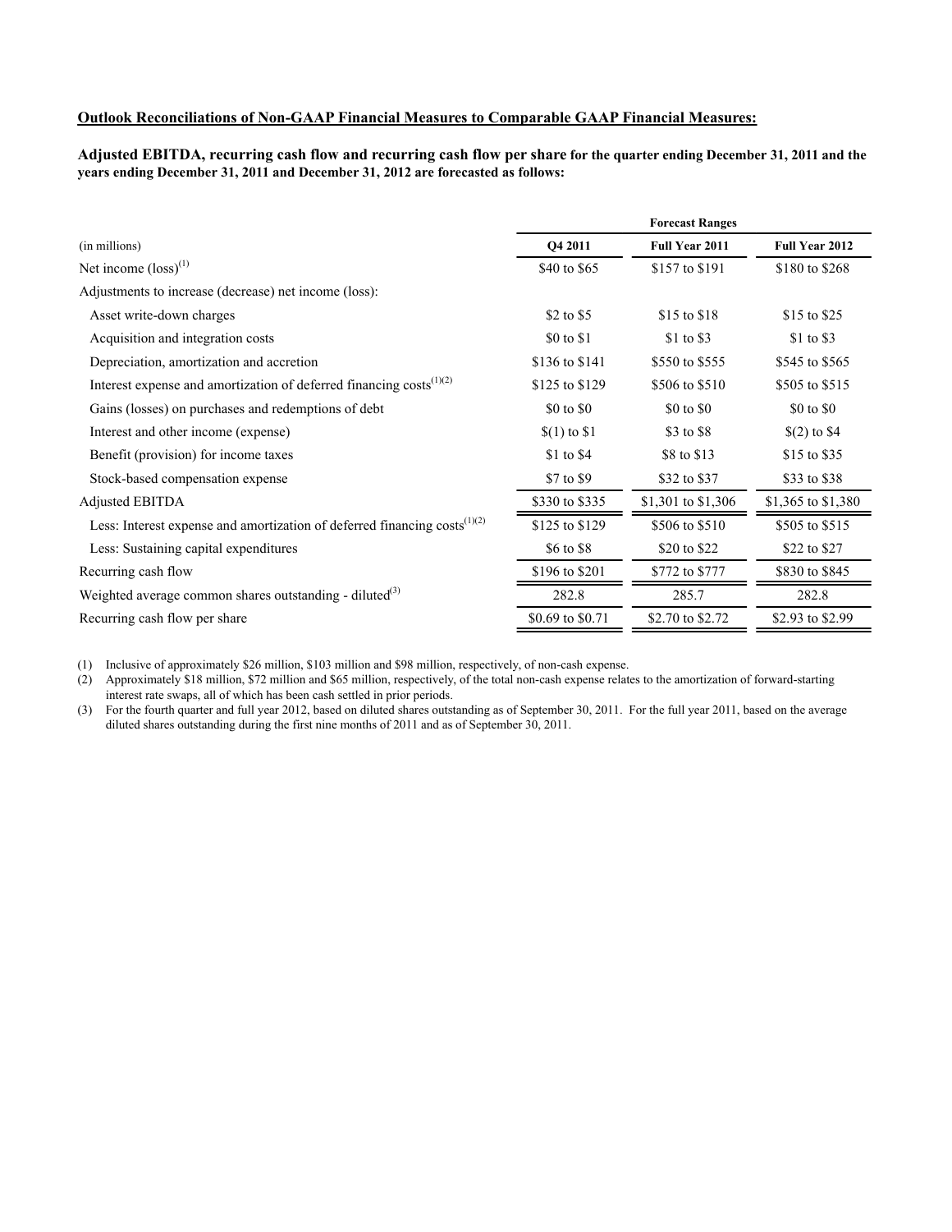**Outlook Reconciliations of Non-GAAP Financial Measures to Comparable GAAP Financial Measures:**

**Adjusted EBITDA, recurring cash flow and recurring cash flow per share for the quarter ending December 31, 2011 and the years ending December 31, 2011 and December 31, 2012 are forecasted as follows:**

| | Forecast Ranges | | |
|---|---|---|---|
| (in millions) | Q4 2011 | Full Year 2011 | Full Year 2012 |
| Net income (loss)[1] | $40 to $65 | $157 to $191 | $180 to $268 |
| Adjustments to increase (decrease) net income (loss): | | | |
| Asset write-down charges | $2 to $5 | $15 to $18 | $15 to $25 |
| Acquisition and integration costs | $0 to $1 | $1 to $3 | $1 to $3 |
| Depreciation, amortization and accretion | $136 to $141 | $550 to $555 | $545 to $565 |
| Interest expense and amortization of deferred financing costs[1][2] | $125 to $129 | $506 to $510 | $505 to $515 |
| Gains (losses) on purchases and redemptions of debt | $0 to $0 | $0 to $0 | $0 to $0 |
| Interest and other income (expense) | $(1) to $1 | $3 to $8 | $(2) to $4 |
| Benefit (provision) for income taxes | $1 to $4 | $8 to $13 | $15 to $35 |
| Stock-based compensation expense | $7 to $9 | $32 to $37 | $33 to $38 |
| Adjusted EBITDA | $330 to $335 | $1,301 to $1,306 | $1,365 to $1,380 |
| Less: Interest expense and amortization of deferred financing costs[1][2] | $125 to $129 | $506 to $510 | $505 to $515 |
| Less: Sustaining capital expenditures | $6 to $8 | $20 to $22 | $22 to $27 |
| Recurring cash flow | $196 to $201 | $772 to $777 | $830 to $845 |
| Weighted average common shares outstanding - diluted[3] | 282.8 | 285.7 | 282.8 |
| Recurring cash flow per share | $0.69 to $0.71 | $2.70 to $2.72 | $2.93 to $2.99 |

(1) Inclusive of approximately $26 million, $103 million and $98 million, respectively, of non-cash expense.

(2) Approximately $18 million, $72 million and $65 million, respectively, of the total non-cash expense relates to the amortization of forward-starting interest rate swaps, all of which has been cash settled in prior periods.

(3) For the fourth quarter and full year 2012, based on diluted shares outstanding as of September 30, 2011. For the full year 2011, based on the average diluted shares outstanding during the first nine months of 2011 and as of September 30, 2011.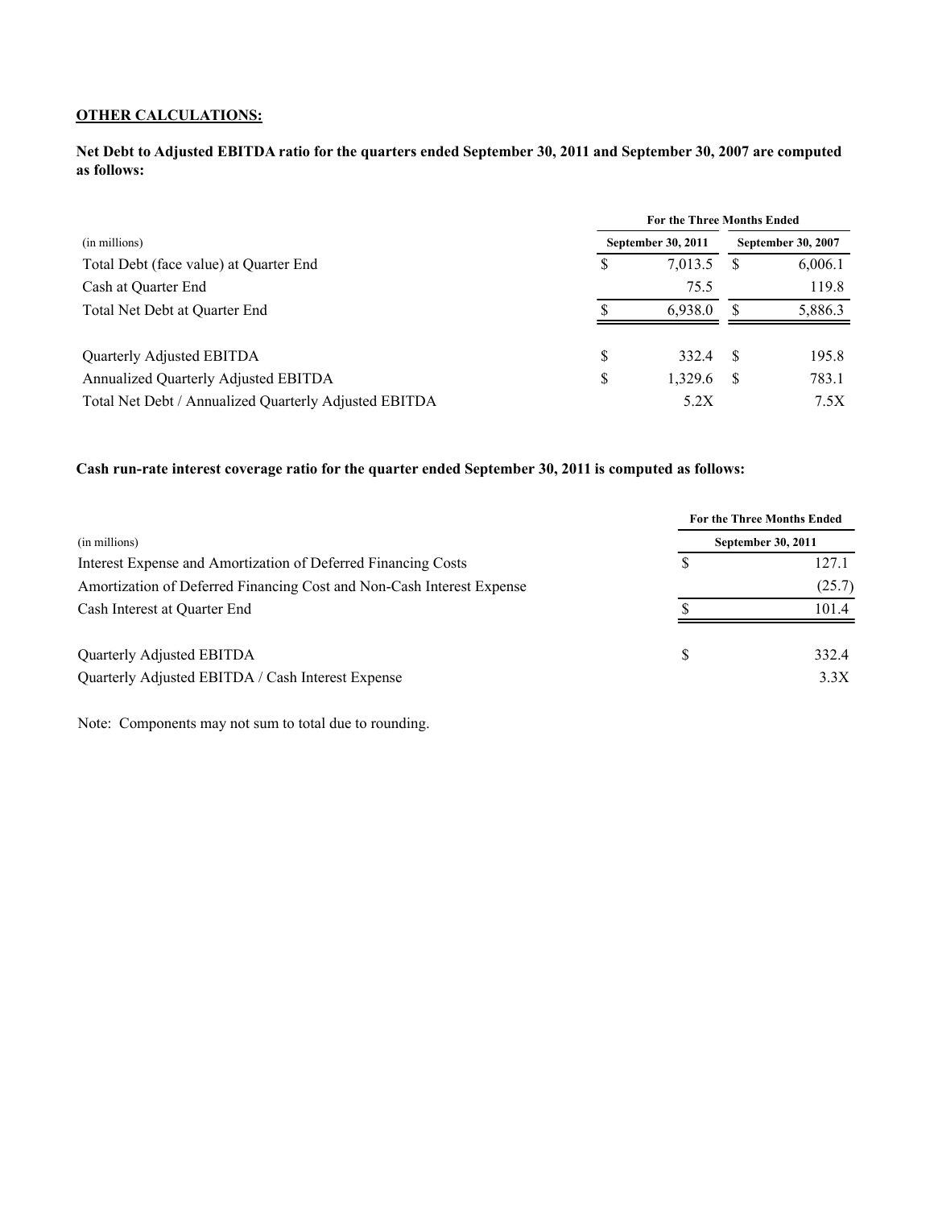**OTHER CALCULATIONS:**

**Net Debt to Adjusted EBITDA ratio for the quarters ended September 30, 2011 and September 30, 2007 are computed as follows:**

| | For the Three Months Ended | |
|---|---|---|
| (in millions) | September 30, 2011 | September 30, 2007 |
| Total Debt (face value) at Quarter End | $ 7,013.5 | $ 6,006.1 |
| Cash at Quarter End | 75.5 | 119.8 |
| Total Net Debt at Quarter End | $ 6,938.0 | $ 5,886.3 |
| | | |
| Quarterly Adjusted EBITDA | $ 332.4 | $ 195.8 |
| Annualized Quarterly Adjusted EBITDA | $ 1,329.6 | $ 783.1 |
| Total Net Debt / Annualized Quarterly Adjusted EBITDA | 5.2X | 7.5X |

**Cash run-rate interest coverage ratio for the quarter ended September 30, 2011 is computed as follows:**

| | For the Three Months Ended |
|---|---|
| (in millions) | September 30, 2011 |
| Interest Expense and Amortization of Deferred Financing Costs | $ 127.1 |
| Amortization of Deferred Financing Cost and Non-Cash Interest Expense | (25.7) |
| Cash Interest at Quarter End | $ 101.4 |
| | |
| Quarterly Adjusted EBITDA | $ 332.4 |
| Quarterly Adjusted EBITDA / Cash Interest Expense | 3.3X |

Note: Components may not sum to total due to rounding.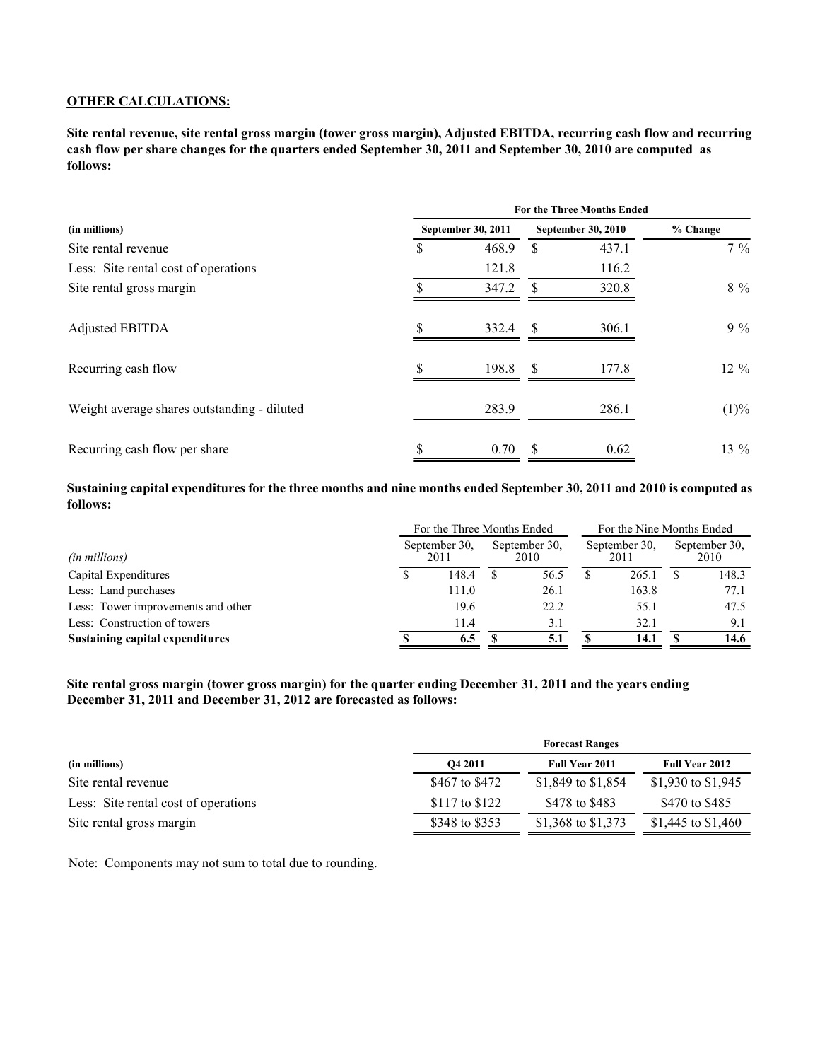**OTHER CALCULATIONS:**

**Site rental revenue, site rental gross margin (tower gross margin), Adjusted EBITDA, recurring cash flow and recurring cash flow per share changes for the quarters ended September 30, 2011 and September 30, 2010 are computed as follows:**

| | For the Three Months Ended | | |
|---|---|---|---|
| (in millions) | September 30, 2011 | September 30, 2010 | % Change |
| Site rental revenue | $ 468.9 | $ 437.1 | 7 % |
| Less: Site rental cost of operations | 121.8 | 116.2 | |
| Site rental gross margin | $ 347.2 | $ 320.8 | 8 % |
| Adjusted EBITDA | $ 332.4 | $ 306.1 | 9 % |
| Recurring cash flow | $ 198.8 | $ 177.8 | 12 % |
| Weight average shares outstanding - diluted | 283.9 | 286.1 | (1)% |
| Recurring cash flow per share | $ 0.70 | $ 0.62 | 13 % |

**Sustaining capital expenditures for the three months and nine months ended September 30, 2011 and 2010 is computed as follows:**

| | For the Three Months Ended | | For the Nine Months Ended | |
|---|---|---|---|---|
| *(in millions)* | September 30, 2011 | September 30, 2010 | September 30, 2011 | September 30, 2010 |
| Capital Expenditures | $ 148.4 | $ 56.5 | $ 265.1 | $ 148.3 |
| Less: Land purchases | 111.0 | 26.1 | 163.8 | 77.1 |
| Less: Tower improvements and other | 19.6 | 22.2 | 55.1 | 47.5 |
| Less: Construction of towers | 11.4 | 3.1 | 32.1 | 9.1 |
| **Sustaining capital expenditures** | **$ 6.5** | **$ 5.1** | **$ 14.1** | **$ 14.6** |

**Site rental gross margin (tower gross margin) for the quarter ending December 31, 2011 and the years ending December 31, 2011 and December 31, 2012 are forecasted as follows:**

| | Forecast Ranges | | |
|---|---|---|---|
| (in millions) | Q4 2011 | Full Year 2011 | Full Year 2012 |
| Site rental revenue | $467 to $472 | $1,849 to $1,854 | $1,930 to $1,945 |
| Less: Site rental cost of operations | $117 to $122 | $478 to $483 | $470 to $485 |
| Site rental gross margin | $348 to $353 | $1,368 to $1,373 | $1,445 to $1,460 |

Note: Components may not sum to total due to rounding.